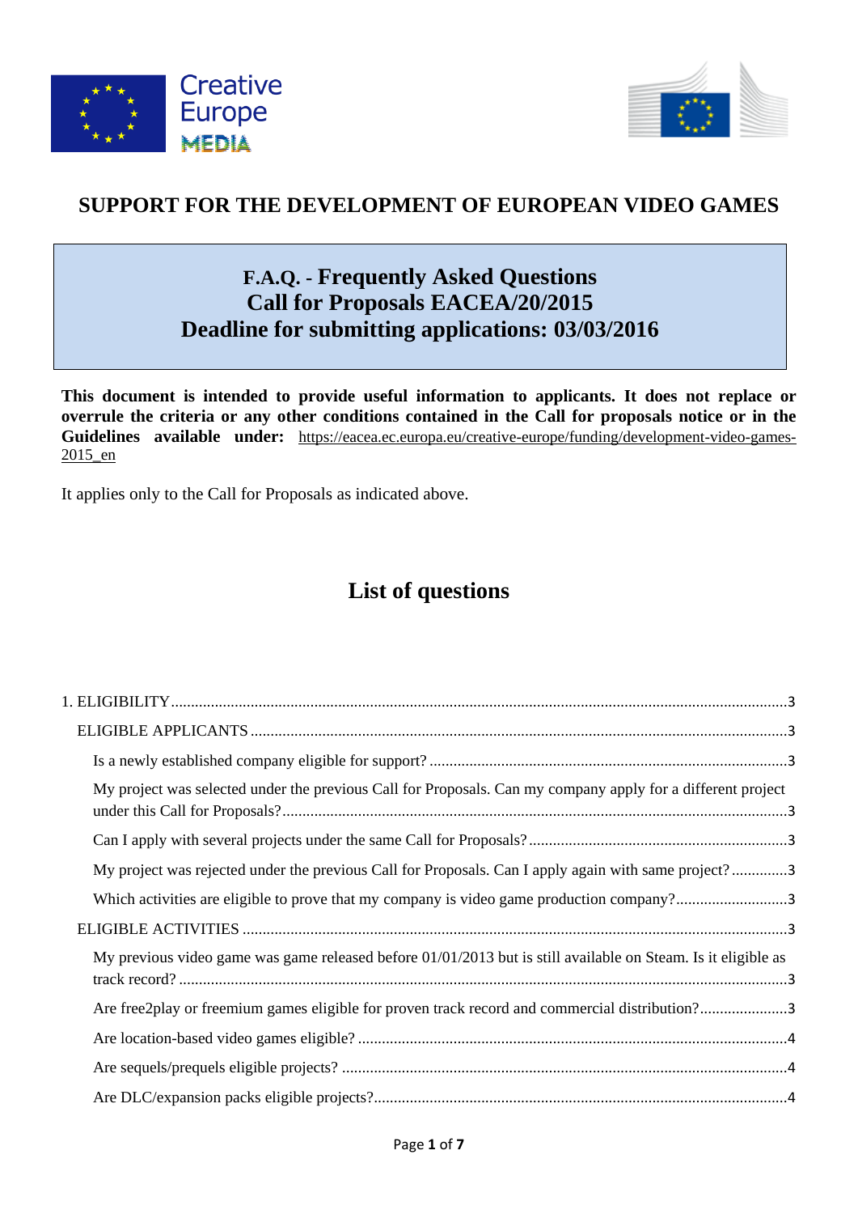Creative Europe MEDIA

# SUPPORT FOR THE DEVELOPMENT OF EUROPEAN VIDEO GAMES

## F.A.Q. - Frequently Asked Questions
## Call for Proposals EACEA/20/2015
## Deadline for submitting applications: 03/03/2016

**This document is intended to provide useful information to applicants. It does not replace or overrule the criteria or any other conditions contained in the Call for proposals notice or in the Guidelines available under:** https://eacea.ec.europa.eu/creative-europe/funding/development-video-games-2015_en

It applies only to the Call for Proposals as indicated above.

## List of questions

1. ELIGIBILITY ........................................................................................................................3
   - ELIGIBLE APPLICANTS ....................................................................................................3
     - Is a newly established company eligible for support? ........................................................3
     - My project was selected under the previous Call for Proposals. Can my company apply for a different project under this Call for Proposals? ..............................................................................3
     - Can I apply with several projects under the same Call for Proposals? ..................................3
     - My project was rejected under the previous Call for Proposals. Can I apply again with same project? ..............3
     - Which activities are eligible to prove that my company is video game production company? ............................3
   - ELIGIBLE ACTIVITIES ......................................................................................................3
     - My previous video game was game released before 01/01/2013 but is still available on Steam. Is it eligible as track record? ..........................................................................................................3
     - Are free2play or freemium games eligible for proven track record and commercial distribution? ......................3
     - Are location-based video games eligible? ..........................................................................4
     - Are sequels/prequels eligible projects? .............................................................................4
     - Are DLC/expansion packs eligible projects? ......................................................................4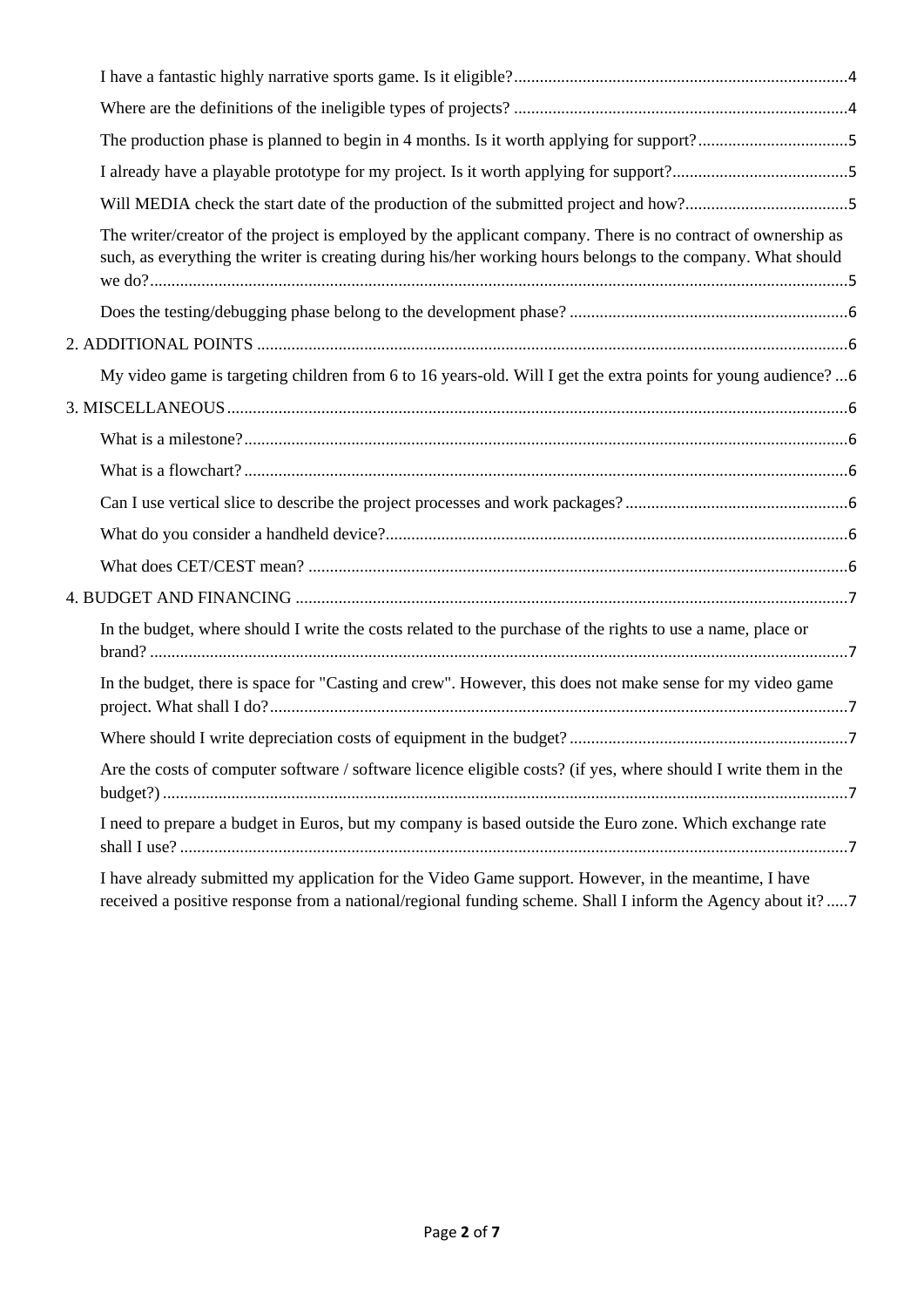I have a fantastic highly narrative sports game. Is it eligible? .......... 4

Where are the definitions of the ineligible types of projects? .......... 4

The production phase is planned to begin in 4 months. Is it worth applying for support? .......... 5

I already have a playable prototype for my project. Is it worth applying for support? .......... 5

Will MEDIA check the start date of the production of the submitted project and how? .......... 5

The writer/creator of the project is employed by the applicant company. There is no contract of ownership as such, as everything the writer is creating during his/her working hours belongs to the company. What should we do? .......... 5

Does the testing/debugging phase belong to the development phase? .......... 6

2. ADDITIONAL POINTS .......... 6

My video game is targeting children from 6 to 16 years-old. Will I get the extra points for young audience? .......... 6

3. MISCELLANEOUS .......... 6

What is a milestone? .......... 6

What is a flowchart? .......... 6

Can I use vertical slice to describe the project processes and work packages? .......... 6

What do you consider a handheld device? .......... 6

What does CET/CEST mean? .......... 6

4. BUDGET AND FINANCING .......... 7

In the budget, where should I write the costs related to the purchase of the rights to use a name, place or brand? .......... 7

In the budget, there is space for "Casting and crew". However, this does not make sense for my video game project. What shall I do? .......... 7

Where should I write depreciation costs of equipment in the budget? .......... 7

Are the costs of computer software / software licence eligible costs? (if yes, where should I write them in the budget?) .......... 7

I need to prepare a budget in Euros, but my company is based outside the Euro zone. Which exchange rate shall I use? .......... 7

I have already submitted my application for the Video Game support. However, in the meantime, I have received a positive response from a national/regional funding scheme. Shall I inform the Agency about it? .......... 7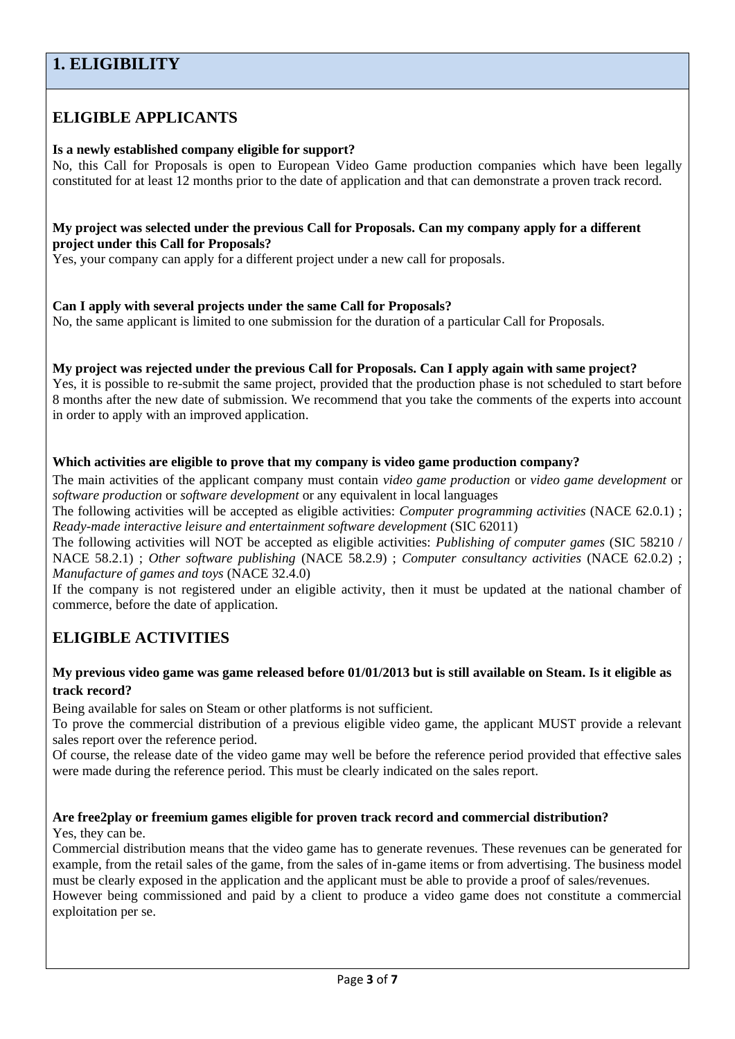# 1. ELIGIBILITY

## ELIGIBLE APPLICANTS

**Is a newly established company eligible for support?**

No, this Call for Proposals is open to European Video Game production companies which have been legally constituted for at least 12 months prior to the date of application and that can demonstrate a proven track record.

**My project was selected under the previous Call for Proposals. Can my company apply for a different project under this Call for Proposals?**

Yes, your company can apply for a different project under a new call for proposals.

**Can I apply with several projects under the same Call for Proposals?**

No, the same applicant is limited to one submission for the duration of a particular Call for Proposals.

**My project was rejected under the previous Call for Proposals. Can I apply again with same project?**

Yes, it is possible to re-submit the same project, provided that the production phase is not scheduled to start before 8 months after the new date of submission. We recommend that you take the comments of the experts into account in order to apply with an improved application.

**Which activities are eligible to prove that my company is video game production company?**

The main activities of the applicant company must contain *video game production* or *video game development* or *software production* or *software development* or any equivalent in local languages

The following activities will be accepted as eligible activities: *Computer programming activities* (NACE 62.0.1) ; *Ready-made interactive leisure and entertainment software development* (SIC 62011)

The following activities will NOT be accepted as eligible activities: *Publishing of computer games* (SIC 58210 / NACE 58.2.1) ; *Other software publishing* (NACE 58.2.9) ; *Computer consultancy activities* (NACE 62.0.2) ; *Manufacture of games and toys* (NACE 32.4.0)

If the company is not registered under an eligible activity, then it must be updated at the national chamber of commerce, before the date of application.

## ELIGIBLE ACTIVITIES

**My previous video game was game released before 01/01/2013 but is still available on Steam. Is it eligible as track record?**

Being available for sales on Steam or other platforms is not sufficient.

To prove the commercial distribution of a previous eligible video game, the applicant MUST provide a relevant sales report over the reference period.

Of course, the release date of the video game may well be before the reference period provided that effective sales were made during the reference period. This must be clearly indicated on the sales report.

**Are free2play or freemium games eligible for proven track record and commercial distribution?**

Yes, they can be.

Commercial distribution means that the video game has to generate revenues. These revenues can be generated for example, from the retail sales of the game, from the sales of in-game items or from advertising. The business model must be clearly exposed in the application and the applicant must be able to provide a proof of sales/revenues.

However being commissioned and paid by a client to produce a video game does not constitute a commercial exploitation per se.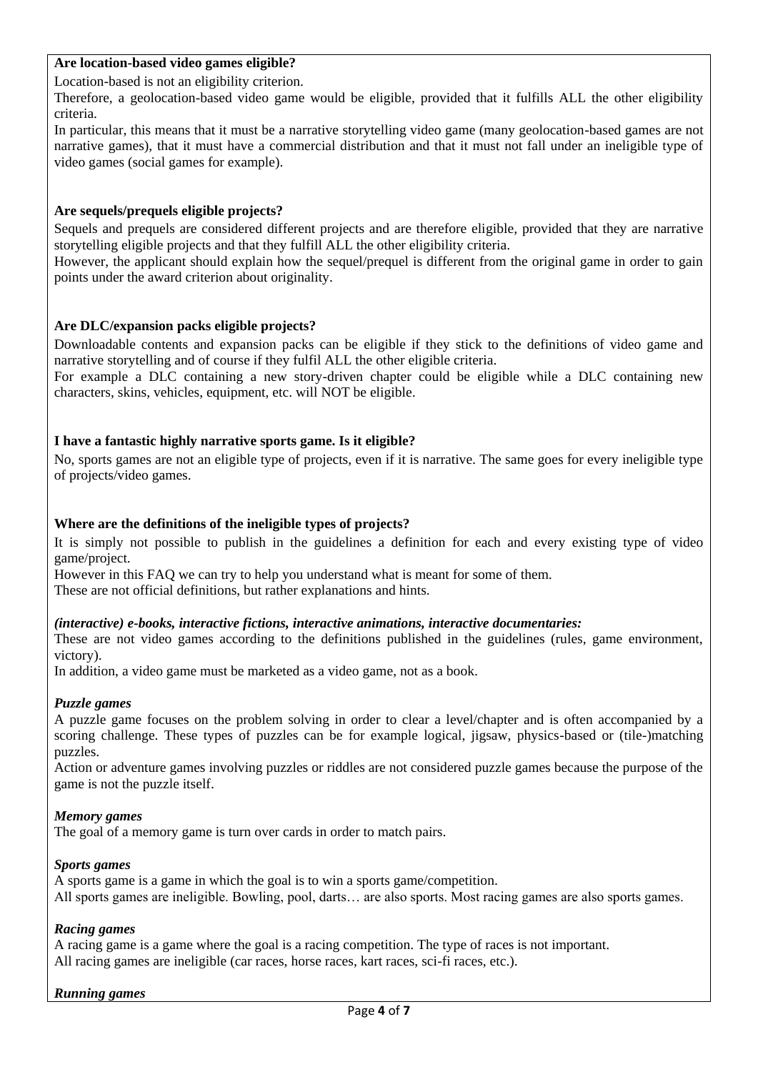**Are location-based video games eligible?**

Location-based is not an eligibility criterion.

Therefore, a geolocation-based video game would be eligible, provided that it fulfills ALL the other eligibility criteria.

In particular, this means that it must be a narrative storytelling video game (many geolocation-based games are not narrative games), that it must have a commercial distribution and that it must not fall under an ineligible type of video games (social games for example).

**Are sequels/prequels eligible projects?**

Sequels and prequels are considered different projects and are therefore eligible, provided that they are narrative storytelling eligible projects and that they fulfill ALL the other eligibility criteria.

However, the applicant should explain how the sequel/prequel is different from the original game in order to gain points under the award criterion about originality.

**Are DLC/expansion packs eligible projects?**

Downloadable contents and expansion packs can be eligible if they stick to the definitions of video game and narrative storytelling and of course if they fulfil ALL the other eligible criteria.

For example a DLC containing a new story-driven chapter could be eligible while a DLC containing new characters, skins, vehicles, equipment, etc. will NOT be eligible.

**I have a fantastic highly narrative sports game. Is it eligible?**

No, sports games are not an eligible type of projects, even if it is narrative. The same goes for every ineligible type of projects/video games.

**Where are the definitions of the ineligible types of projects?**

It is simply not possible to publish in the guidelines a definition for each and every existing type of video game/project.

However in this FAQ we can try to help you understand what is meant for some of them.

These are not official definitions, but rather explanations and hints.

***(interactive) e-books, interactive fictions, interactive animations, interactive documentaries:***

These are not video games according to the definitions published in the guidelines (rules, game environment, victory).

In addition, a video game must be marketed as a video game, not as a book.

***Puzzle games***

A puzzle game focuses on the problem solving in order to clear a level/chapter and is often accompanied by a scoring challenge. These types of puzzles can be for example logical, jigsaw, physics-based or (tile-)matching puzzles.

Action or adventure games involving puzzles or riddles are not considered puzzle games because the purpose of the game is not the puzzle itself.

***Memory games***

The goal of a memory game is turn over cards in order to match pairs.

***Sports games***

A sports game is a game in which the goal is to win a sports game/competition.

All sports games are ineligible. Bowling, pool, darts… are also sports. Most racing games are also sports games.

***Racing games***

A racing game is a game where the goal is a racing competition. The type of races is not important.

All racing games are ineligible (car races, horse races, kart races, sci-fi races, etc.).

***Running games***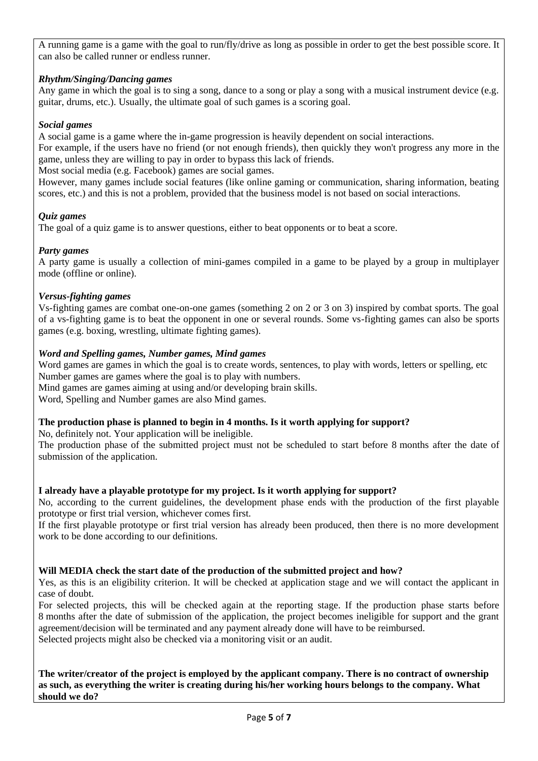A running game is a game with the goal to run/fly/drive as long as possible in order to get the best possible score. It can also be called runner or endless runner.

***Rhythm/Singing/Dancing games***

Any game in which the goal is to sing a song, dance to a song or play a song with a musical instrument device (e.g. guitar, drums, etc.). Usually, the ultimate goal of such games is a scoring goal.

***Social games***

A social game is a game where the in-game progression is heavily dependent on social interactions.

For example, if the users have no friend (or not enough friends), then quickly they won't progress any more in the game, unless they are willing to pay in order to bypass this lack of friends.

Most social media (e.g. Facebook) games are social games.

However, many games include social features (like online gaming or communication, sharing information, beating scores, etc.) and this is not a problem, provided that the business model is not based on social interactions.

***Quiz games***

The goal of a quiz game is to answer questions, either to beat opponents or to beat a score.

***Party games***

A party game is usually a collection of mini-games compiled in a game to be played by a group in multiplayer mode (offline or online).

***Versus-fighting games***

Vs-fighting games are combat one-on-one games (something 2 on 2 or 3 on 3) inspired by combat sports. The goal of a vs-fighting game is to beat the opponent in one or several rounds. Some vs-fighting games can also be sports games (e.g. boxing, wrestling, ultimate fighting games).

***Word and Spelling games, Number games, Mind games***

Word games are games in which the goal is to create words, sentences, to play with words, letters or spelling, etc

Number games are games where the goal is to play with numbers.

Mind games are games aiming at using and/or developing brain skills.

Word, Spelling and Number games are also Mind games.

**The production phase is planned to begin in 4 months. Is it worth applying for support?**

No, definitely not. Your application will be ineligible.

The production phase of the submitted project must not be scheduled to start before 8 months after the date of submission of the application.

**I already have a playable prototype for my project. Is it worth applying for support?**

No, according to the current guidelines, the development phase ends with the production of the first playable prototype or first trial version, whichever comes first.

If the first playable prototype or first trial version has already been produced, then there is no more development work to be done according to our definitions.

**Will MEDIA check the start date of the production of the submitted project and how?**

Yes, as this is an eligibility criterion. It will be checked at application stage and we will contact the applicant in case of doubt.

For selected projects, this will be checked again at the reporting stage. If the production phase starts before 8 months after the date of submission of the application, the project becomes ineligible for support and the grant agreement/decision will be terminated and any payment already done will have to be reimbursed.

Selected projects might also be checked via a monitoring visit or an audit.

**The writer/creator of the project is employed by the applicant company. There is no contract of ownership as such, as everything the writer is creating during his/her working hours belongs to the company. What should we do?**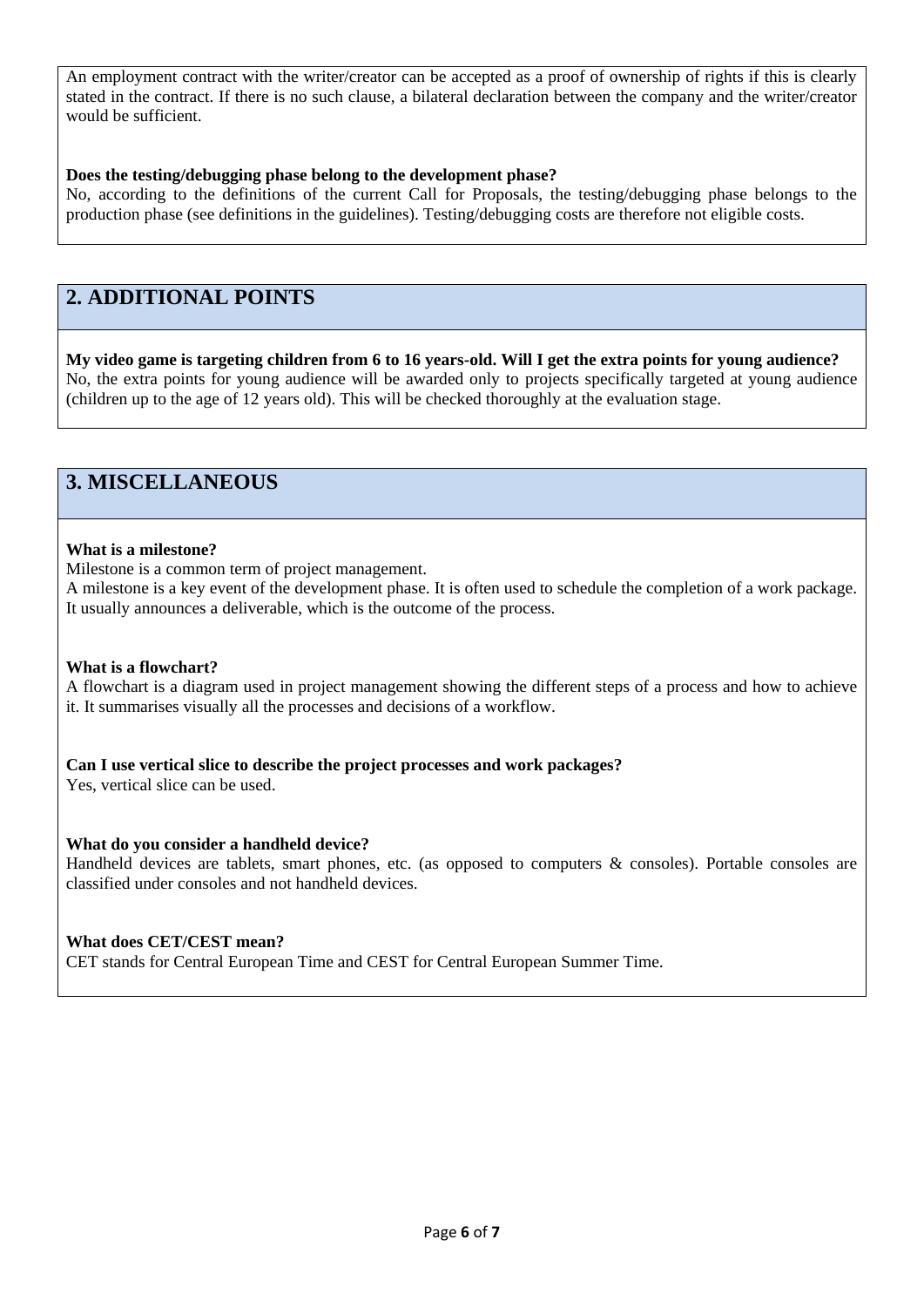An employment contract with the writer/creator can be accepted as a proof of ownership of rights if this is clearly stated in the contract. If there is no such clause, a bilateral declaration between the company and the writer/creator would be sufficient.

**Does the testing/debugging phase belong to the development phase?**
No, according to the definitions of the current Call for Proposals, the testing/debugging phase belongs to the production phase (see definitions in the guidelines). Testing/debugging costs are therefore not eligible costs.

## 2. ADDITIONAL POINTS

**My video game is targeting children from 6 to 16 years-old. Will I get the extra points for young audience?**
No, the extra points for young audience will be awarded only to projects specifically targeted at young audience (children up to the age of 12 years old). This will be checked thoroughly at the evaluation stage.

## 3. MISCELLANEOUS

**What is a milestone?**
Milestone is a common term of project management.
A milestone is a key event of the development phase. It is often used to schedule the completion of a work package. It usually announces a deliverable, which is the outcome of the process.

**What is a flowchart?**
A flowchart is a diagram used in project management showing the different steps of a process and how to achieve it. It summarises visually all the processes and decisions of a workflow.

**Can I use vertical slice to describe the project processes and work packages?**
Yes, vertical slice can be used.

**What do you consider a handheld device?**
Handheld devices are tablets, smart phones, etc. (as opposed to computers & consoles). Portable consoles are classified under consoles and not handheld devices.

**What does CET/CEST mean?**
CET stands for Central European Time and CEST for Central European Summer Time.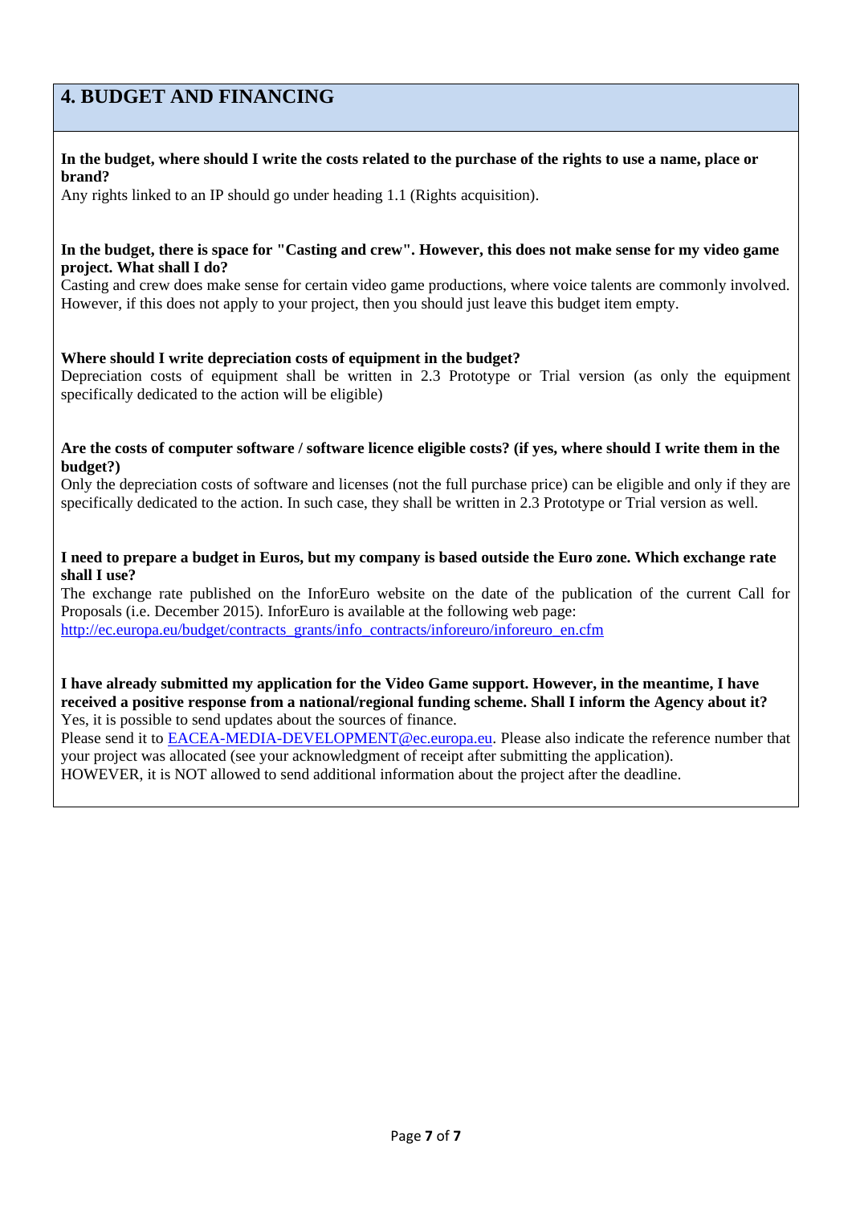## 4. BUDGET AND FINANCING

**In the budget, where should I write the costs related to the purchase of the rights to use a name, place or brand?**
Any rights linked to an IP should go under heading 1.1 (Rights acquisition).

**In the budget, there is space for "Casting and crew". However, this does not make sense for my video game project. What shall I do?**
Casting and crew does make sense for certain video game productions, where voice talents are commonly involved. However, if this does not apply to your project, then you should just leave this budget item empty.

**Where should I write depreciation costs of equipment in the budget?**
Depreciation costs of equipment shall be written in 2.3 Prototype or Trial version (as only the equipment specifically dedicated to the action will be eligible)

**Are the costs of computer software / software licence eligible costs? (if yes, where should I write them in the budget?)**
Only the depreciation costs of software and licenses (not the full purchase price) can be eligible and only if they are specifically dedicated to the action. In such case, they shall be written in 2.3 Prototype or Trial version as well.

**I need to prepare a budget in Euros, but my company is based outside the Euro zone. Which exchange rate shall I use?**
The exchange rate published on the InforEuro website on the date of the publication of the current Call for Proposals (i.e. December 2015). InforEuro is available at the following web page:
http://ec.europa.eu/budget/contracts_grants/info_contracts/inforeuro/inforeuro_en.cfm

**I have already submitted my application for the Video Game support. However, in the meantime, I have received a positive response from a national/regional funding scheme. Shall I inform the Agency about it?**
Yes, it is possible to send updates about the sources of finance.
Please send it to EACEA-MEDIA-DEVELOPMENT@ec.europa.eu. Please also indicate the reference number that your project was allocated (see your acknowledgment of receipt after submitting the application).
HOWEVER, it is NOT allowed to send additional information about the project after the deadline.